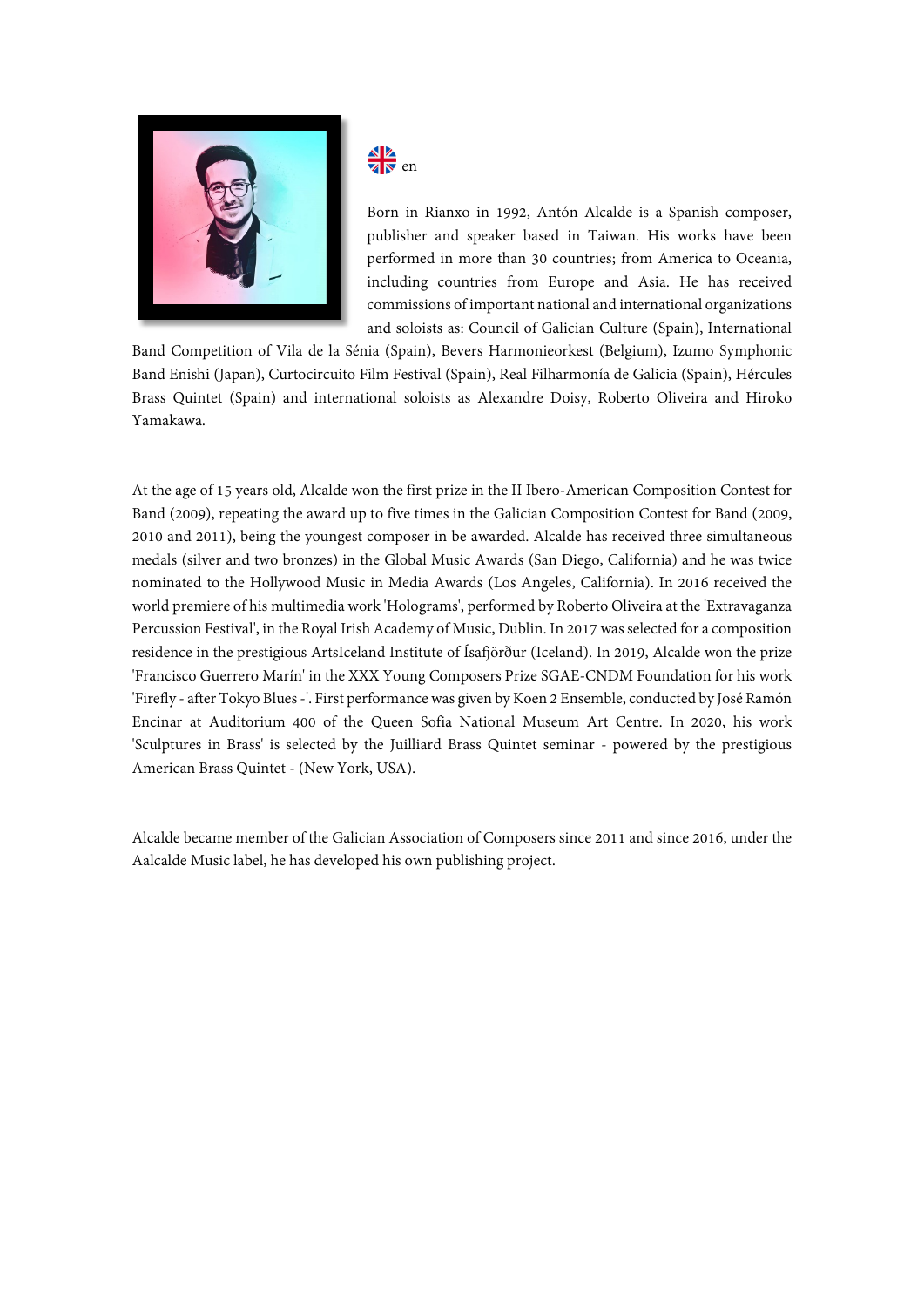en

Born in Rianxo in 1992, Antón Alcalde is a Spanish composer, publisher and speaker based in Taiwan. His works have been performed in more than 30 countries; from America to Oceania, including countries from Europe and Asia. He has received commissions of important national and international organizations and soloists as: Council of Galician Culture (Spain), International Band Competition of Vila de la Sénia (Spain), Bevers Harmonieorkest (Belgium), Izumo Symphonic Band Enishi (Japan), Curtocircuito Film Festival (Spain), Real Filharmonía de Galicia (Spain), Hércules Brass Quintet (Spain) and international soloists as Alexandre Doisy, Roberto Oliveira and Hiroko Yamakawa.

At the age of 15 years old, Alcalde won the first prize in the II Ibero-American Composition Contest for Band (2009), repeating the award up to five times in the Galician Composition Contest for Band (2009, 2010 and 2011), being the youngest composer in be awarded. Alcalde has received three simultaneous medals (silver and two bronzes) in the Global Music Awards (San Diego, California) and he was twice nominated to the Hollywood Music in Media Awards (Los Angeles, California). In 2016 received the world premiere of his multimedia work 'Holograms', performed by Roberto Oliveira at the 'Extravaganza Percussion Festival', in the Royal Irish Academy of Music, Dublin. In 2017 was selected for a composition residence in the prestigious ArtsIceland Institute of Ísafjörður (Iceland). In 2019, Alcalde won the prize 'Francisco Guerrero Marín' in the XXX Young Composers Prize SGAE-CNDM Foundation for his work 'Firefly - after Tokyo Blues -'. First performance was given by Koen 2 Ensemble, conducted by José Ramón Encinar at Auditorium 400 of the Queen Sofia National Museum Art Centre. In 2020, his work 'Sculptures in Brass' is selected by the Juilliard Brass Quintet seminar - powered by the prestigious American Brass Quintet - (New York, USA).

Alcalde became member of the Galician Association of Composers since 2011 and since 2016, under the Aalcalde Music label, he has developed his own publishing project.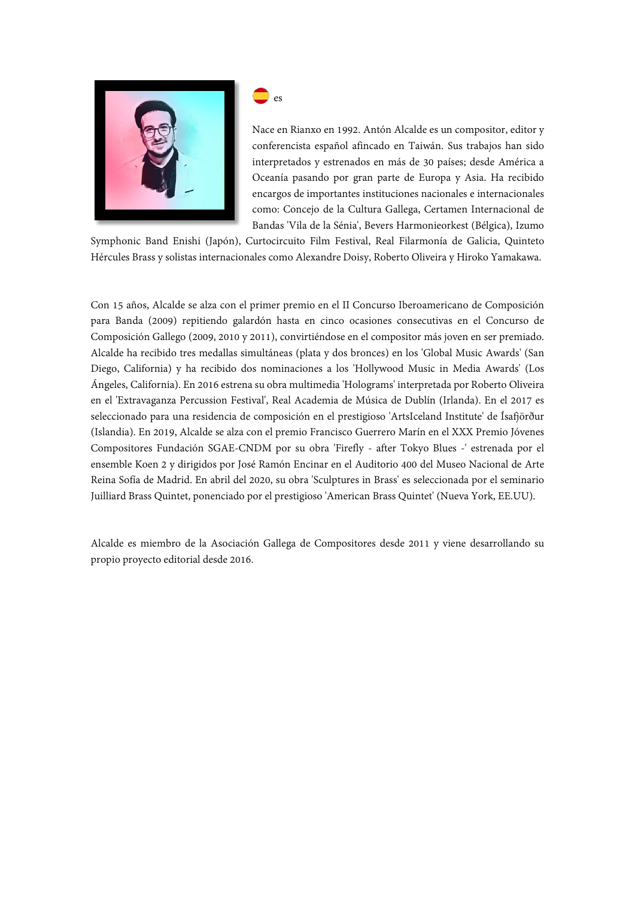es

Nace en Rianxo en 1992. Antón Alcalde es un compositor, editor y conferencista español afincado en Taiwán. Sus trabajos han sido interpretados y estrenados en más de 30 países; desde América a Oceanía pasando por gran parte de Europa y Asia. Ha recibido encargos de importantes instituciones nacionales e internacionales como: Concejo de la Cultura Gallega, Certamen Internacional de Bandas 'Vila de la Sénia', Bevers Harmonieorkest (Bélgica), Izumo Symphonic Band Enishi (Japón), Curtocircuito Film Festival, Real Filarmonía de Galicia, Quinteto Hércules Brass y solistas internacionales como Alexandre Doisy, Roberto Oliveira y Hiroko Yamakawa.

Con 15 años, Alcalde se alza con el primer premio en el II Concurso Iberoamericano de Composición para Banda (2009) repitiendo galardón hasta en cinco ocasiones consecutivas en el Concurso de Composición Gallego (2009, 2010 y 2011), convirtiéndose en el compositor más joven en ser premiado. Alcalde ha recibido tres medallas simultáneas (plata y dos bronces) en los 'Global Music Awards' (San Diego, California) y ha recibido dos nominaciones a los 'Hollywood Music in Media Awards' (Los Ángeles, California). En 2016 estrena su obra multimedia 'Holograms' interpretada por Roberto Oliveira en el 'Extravaganza Percussion Festival', Real Academia de Música de Dublín (Irlanda). En el 2017 es seleccionado para una residencia de composición en el prestigioso 'ArtsIceland Institute' de Ísafjörður (Islandia). En 2019, Alcalde se alza con el premio Francisco Guerrero Marín en el XXX Premio Jóvenes Compositores Fundación SGAE-CNDM por su obra 'Firefly - after Tokyo Blues -' estrenada por el ensemble Koen 2 y dirigidos por José Ramón Encinar en el Auditorio 400 del Museo Nacional de Arte Reina Sofía de Madrid. En abril del 2020, su obra 'Sculptures in Brass' es seleccionada por el seminario Juilliard Brass Quintet, ponenciado por el prestigioso 'American Brass Quintet' (Nueva York, EE.UU).

Alcalde es miembro de la Asociación Gallega de Compositores desde 2011 y viene desarrollando su propio proyecto editorial desde 2016.